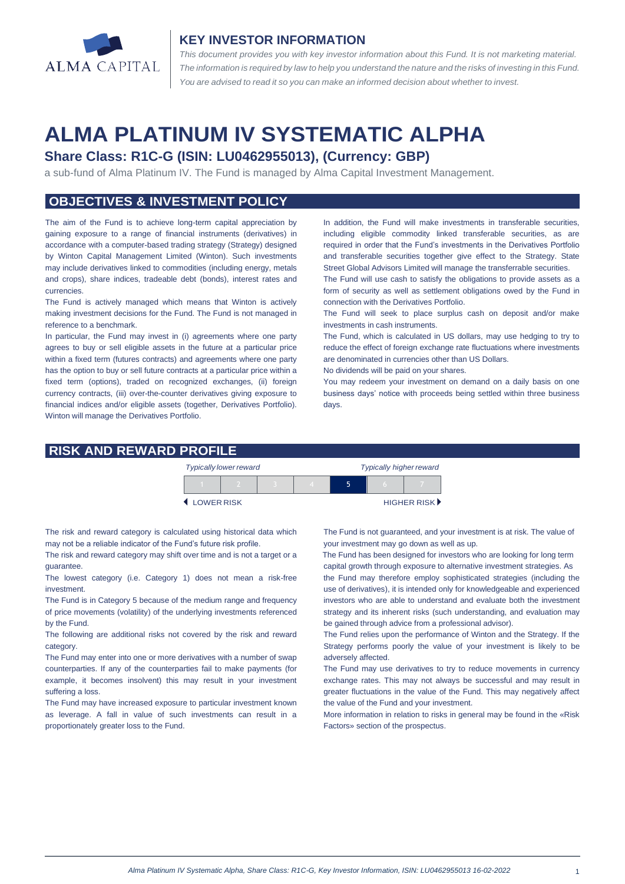ALMA CAPITAL

## KEY INVESTOR INFORMATION

*This document provides you with key investor information about this Fund. It is not marketing material. The information is required by law to help you understand the nature and the risks of investing in this Fund. You are advised to read it so you can make an informed decision about whether to invest.*

# ALMA PLATINUM IV SYSTEMATIC ALPHA

### Share Class: R1C-G (ISIN: LU0462955013), (Currency: GBP)

a sub-fund of Alma Platinum IV. The Fund is managed by Alma Capital Investment Management.

## OBJECTIVES & INVESTMENT POLICY

The aim of the Fund is to achieve long-term capital appreciation by gaining exposure to a range of financial instruments (derivatives) in accordance with a computer-based trading strategy (Strategy) designed by Winton Capital Management Limited (Winton). Such investments may include derivatives linked to commodities (including energy, metals and crops), share indices, tradeable debt (bonds), interest rates and currencies.

The Fund is actively managed which means that Winton is actively making investment decisions for the Fund. The Fund is not managed in reference to a benchmark.

In particular, the Fund may invest in (i) agreements where one party agrees to buy or sell eligible assets in the future at a particular price within a fixed term (futures contracts) and agreements where one party has the option to buy or sell future contracts at a particular price within a fixed term (options), traded on recognized exchanges, (ii) foreign currency contracts, (iii) over-the-counter derivatives giving exposure to financial indices and/or eligible assets (together, Derivatives Portfolio). Winton will manage the Derivatives Portfolio.

In addition, the Fund will make investments in transferable securities, including eligible commodity linked transferable securities, as are required in order that the Fund's investments in the Derivatives Portfolio and transferable securities together give effect to the Strategy. State Street Global Advisors Limited will manage the transferable securities.

The Fund will use cash to satisfy the obligations to provide assets as a form of security as well as settlement obligations owed by the Fund in connection with the Derivatives Portfolio.

The Fund will seek to place surplus cash on deposit and/or make investments in cash instruments.

The Fund, which is calculated in US dollars, may use hedging to try to reduce the effect of foreign exchange rate fluctuations where investments are denominated in currencies other than US Dollars.

No dividends will be paid on your shares.

You may redeem your investment on demand on a daily basis on one business days' notice with proceeds being settled within three business days.

## RISK AND REWARD PROFILE

| *Typically lower reward* | | | | | | *Typically higher reward* |
|---|---|---|---|---|---|---|
| 1 | 2 | 3 | 4 | **5** | 6 | 7 |
| LOWER RISK | | | | | | HIGHER RISK |

The risk and reward category is calculated using historical data which may not be a reliable indicator of the Fund's future risk profile.

The risk and reward category may shift over time and is not a target or a guarantee.

The lowest category (i.e. Category 1) does not mean a risk-free investment.

The Fund is in Category 5 because of the medium range and frequency of price movements (volatility) of the underlying investments referenced by the Fund.

The following are additional risks not covered by the risk and reward category.

The Fund may enter into one or more derivatives with a number of swap counterparties. If any of the counterparties fail to make payments (for example, it becomes insolvent) this may result in your investment suffering a loss.

The Fund may have increased exposure to particular investment known as leverage. A fall in value of such investments can result in a proportionately greater loss to the Fund.

The Fund is not guaranteed, and your investment is at risk. The value of your investment may go down as well as up.

The Fund has been designed for investors who are looking for long term capital growth through exposure to alternative investment strategies. As the Fund may therefore employ sophisticated strategies (including the use of derivatives), it is intended only for knowledgeable and experienced investors who are able to understand and evaluate both the investment strategy and its inherent risks (such understanding, and evaluation may be gained through advice from a professional advisor).

The Fund relies upon the performance of Winton and the Strategy. If the Strategy performs poorly the value of your investment is likely to be adversely affected.

The Fund may use derivatives to try to reduce movements in currency exchange rates. This may not always be successful and may result in greater fluctuations in the value of the Fund. This may negatively affect the value of the Fund and your investment.

More information in relation to risks in general may be found in the «Risk Factors» section of the prospectus.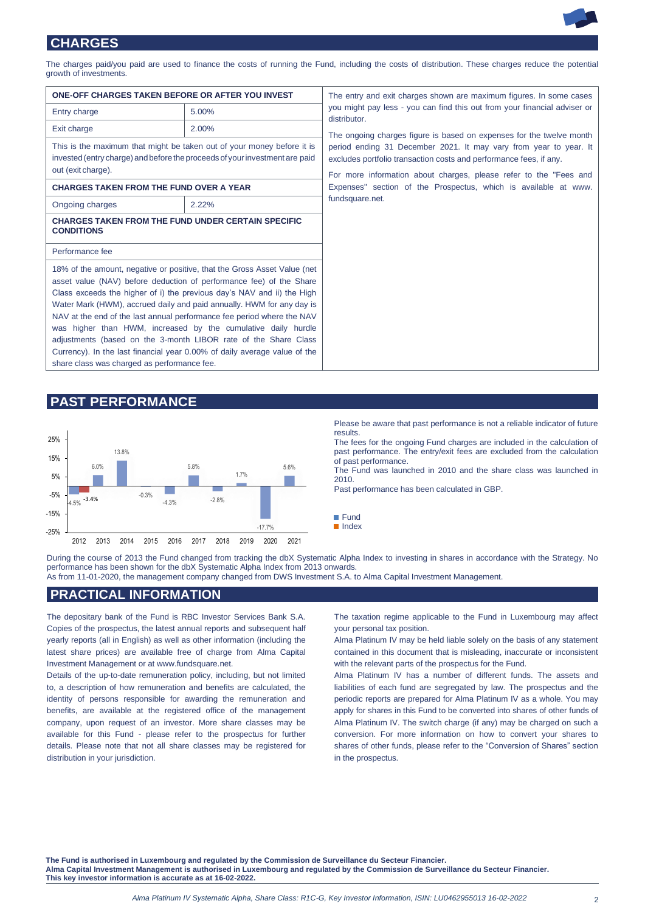## CHARGES

The charges paid/you paid are used to finance the costs of running the Fund, including the costs of distribution. These charges reduce the potential growth of investments.

| ONE-OFF CHARGES TAKEN BEFORE OR AFTER YOU INVEST | |
|---|---|
| Entry charge | 5.00% |
| Exit charge | 2.00% |
| This is the maximum that might be taken out of your money before it is invested (entry charge) and before the proceeds of your investment are paid out (exit charge). | |
| **CHARGES TAKEN FROM THE FUND OVER A YEAR** | |
| Ongoing charges | 2.22% |
| **CHARGES TAKEN FROM THE FUND UNDER CERTAIN SPECIFIC CONDITIONS** | |
| Performance fee | |
| 18% of the amount, negative or positive, that the Gross Asset Value (net asset value (NAV) before deduction of performance fee) of the Share Class exceeds the higher of i) the previous day's NAV and ii) the High Water Mark (HWM), accrued daily and paid annually. HWM for any day is NAV at the end of the last annual performance fee period where the NAV was higher than HWM, increased by the cumulative daily hurdle adjustments (based on the 3-month LIBOR rate of the Share Class Currency). In the last financial year 0.00% of daily average value of the share class was charged as performance fee. | |

The entry and exit charges shown are maximum figures. In some cases you might pay less - you can find this out from your financial adviser or distributor.

The ongoing charges figure is based on expenses for the twelve month period ending 31 December 2021. It may vary from year to year. It excludes portfolio transaction costs and performance fees, if any.

For more information about charges, please refer to the "Fees and Expenses" section of the Prospectus, which is available at www.fundsquare.net.

## PAST PERFORMANCE

25%
15%
5%
-5%
-15%
-25%

-4.5% -3.4%
6.0%
13.8%
-0.3%
-4.3%
5.8%
-2.8%
1.7%
-17.7%
5.6%

2012 2013 2014 2015 2016 2017 2018 2019 2020 2021

Fund
Index

Please be aware that past performance is not a reliable indicator of future results.

The fees for the ongoing Fund charges are included in the calculation of past performance. The entry/exit fees are excluded from the calculation of past performance.

The Fund was launched in 2010 and the share class was launched in 2010.

Past performance has been calculated in GBP.

During the course of 2013 the Fund changed from tracking the dbX Systematic Alpha Index to investing in shares in accordance with the Strategy. No performance has been shown for the dbX Systematic Alpha Index from 2013 onwards.

As from 11-01-2020, the management company changed from DWS Investment S.A. to Alma Capital Investment Management.

## PRACTICAL INFORMATION

The depositary bank of the Fund is RBC Investor Services Bank S.A. Copies of the prospectus, the latest annual reports and subsequent half yearly reports (all in English) as well as other information (including the latest share prices) are available free of charge from Alma Capital Investment Management or at www.fundsquare.net.

Details of the up-to-date remuneration policy, including, but not limited to, a description of how remuneration and benefits are calculated, the identity of persons responsible for awarding the remuneration and benefits, are available at the registered office of the management company, upon request of an investor. More share classes may be available for this Fund - please refer to the prospectus for further details. Please note that not all share classes may be registered for distribution in your jurisdiction.

The taxation regime applicable to the Fund in Luxembourg may affect your personal tax position.

Alma Platinum IV may be held liable solely on the basis of any statement contained in this document that is misleading, inaccurate or inconsistent with the relevant parts of the prospectus for the Fund.

Alma Platinum IV has a number of different funds. The assets and liabilities of each fund are segregated by law. The prospectus and the periodic reports are prepared for Alma Platinum IV as a whole. You may apply for shares in this Fund to be converted into shares of other funds of Alma Platinum IV. The switch charge (if any) may be charged on such a conversion. For more information on how to convert your shares to shares of other funds, please refer to the "Conversion of Shares" section in the prospectus.

**The Fund is authorised in Luxembourg and regulated by the Commission de Surveillance du Secteur Financier.**
**Alma Capital Investment Management is authorised in Luxembourg and regulated by the Commission de Surveillance du Secteur Financier.**
**This key investor information is accurate as at 16-02-2022.**